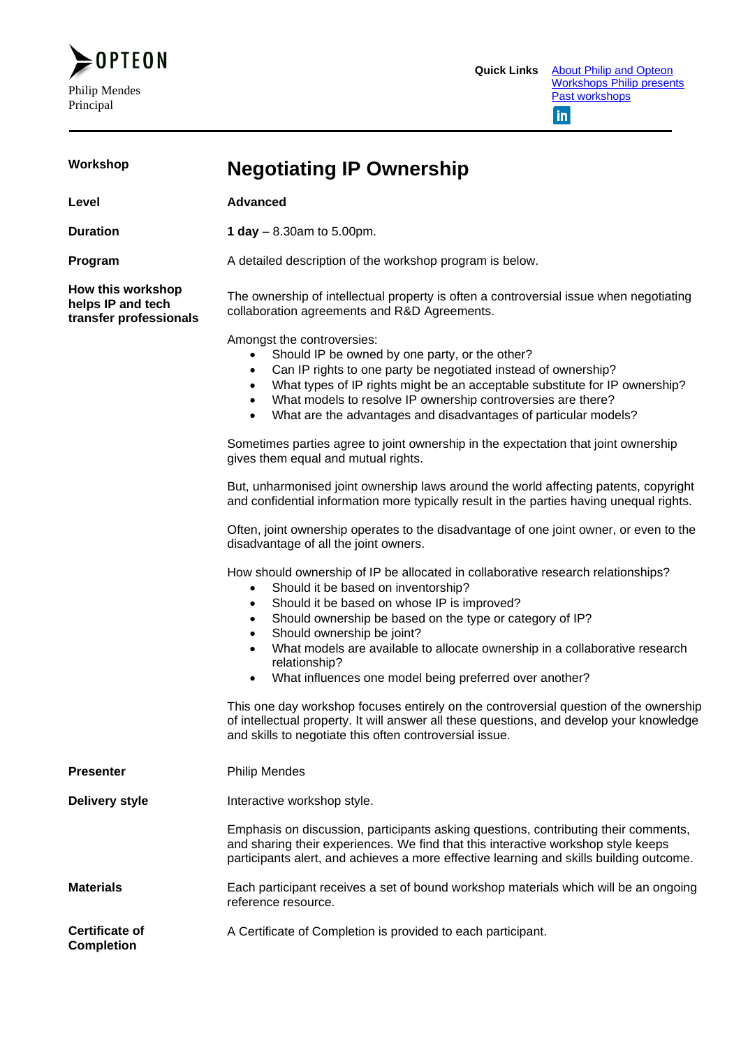OPTEON

Philip Mendes
Principal

**Quick Links** About Philip and Opteon
Workshops Philip presents
Past workshops

---

**Workshop**

# Negotiating IP Ownership

**Level**

**Advanced**

**Duration**

**1 day** – 8.30am to 5.00pm.

**Program**

A detailed description of the workshop program is below.

**How this workshop helps IP and tech transfer professionals**

The ownership of intellectual property is often a controversial issue when negotiating collaboration agreements and R&D Agreements.

Amongst the controversies:

- Should IP be owned by one party, or the other?
- Can IP rights to one party be negotiated instead of ownership?
- What types of IP rights might be an acceptable substitute for IP ownership?
- What models to resolve IP ownership controversies are there?
- What are the advantages and disadvantages of particular models?

Sometimes parties agree to joint ownership in the expectation that joint ownership gives them equal and mutual rights.

But, unharmonised joint ownership laws around the world affecting patents, copyright and confidential information more typically result in the parties having unequal rights.

Often, joint ownership operates to the disadvantage of one joint owner, or even to the disadvantage of all the joint owners.

How should ownership of IP be allocated in collaborative research relationships?

- Should it be based on inventorship?
- Should it be based on whose IP is improved?
- Should ownership be based on the type or category of IP?
- Should ownership be joint?
- What models are available to allocate ownership in a collaborative research relationship?
- What influences one model being preferred over another?

This one day workshop focuses entirely on the controversial question of the ownership of intellectual property. It will answer all these questions, and develop your knowledge and skills to negotiate this often controversial issue.

**Presenter**

Philip Mendes

**Delivery style**

Interactive workshop style.

Emphasis on discussion, participants asking questions, contributing their comments, and sharing their experiences. We find that this interactive workshop style keeps participants alert, and achieves a more effective learning and skills building outcome.

**Materials**

Each participant receives a set of bound workshop materials which will be an ongoing reference resource.

**Certificate of Completion**

A Certificate of Completion is provided to each participant.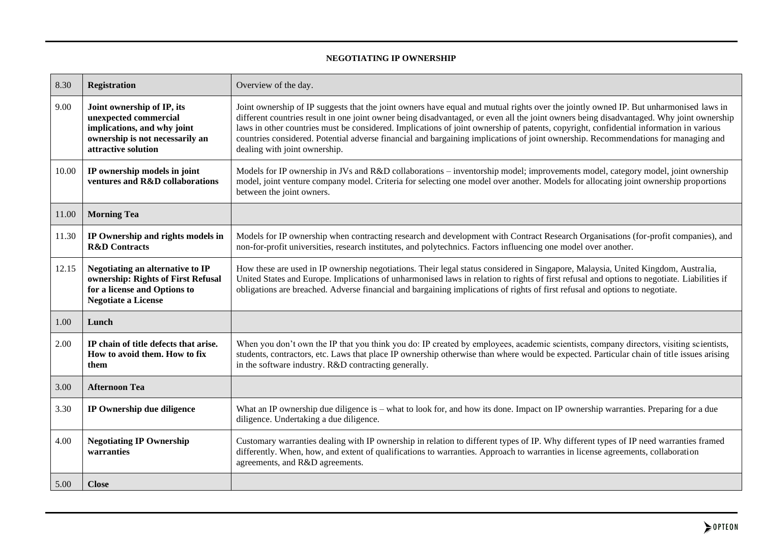**NEGOTIATING IP OWNERSHIP**

| | | |
|---|---|---|
| 8.30 | **Registration** | Overview of the day. |
| 9.00 | **Joint ownership of IP, its unexpected commercial implications, and why joint ownership is not necessarily an attractive solution** | Joint ownership of IP suggests that the joint owners have equal and mutual rights over the jointly owned IP. But unharmonised laws in different countries result in one joint owner being disadvantaged, or even all the joint owners being disadvantaged. Why joint ownership laws in other countries must be considered. Implications of joint ownership of patents, copyright, confidential information in various countries considered. Potential adverse financial and bargaining implications of joint ownership. Recommendations for managing and dealing with joint ownership. |
| 10.00 | **IP ownership models in joint ventures and R&D collaborations** | Models for IP ownership in JVs and R&D collaborations – inventorship model; improvements model, category model, joint ownership model, joint venture company model. Criteria for selecting one model over another. Models for allocating joint ownership proportions between the joint owners. |
| 11.00 | **Morning Tea** | |
| 11.30 | **IP Ownership and rights models in R&D Contracts** | Models for IP ownership when contracting research and development with Contract Research Organisations (for-profit companies), and non-for-profit universities, research institutes, and polytechnics. Factors influencing one model over another. |
| 12.15 | **Negotiating an alternative to IP ownership: Rights of First Refusal for a license and Options to Negotiate a License** | How these are used in IP ownership negotiations. Their legal status considered in Singapore, Malaysia, United Kingdom, Australia, United States and Europe. Implications of unharmonised laws in relation to rights of first refusal and options to negotiate. Liabilities if obligations are breached. Adverse financial and bargaining implications of rights of first refusal and options to negotiate. |
| 1.00 | **Lunch** | |
| 2.00 | **IP chain of title defects that arise. How to avoid them. How to fix them** | When you don't own the IP that you think you do: IP created by employees, academic scientists, company directors, visiting scientists, students, contractors, etc. Laws that place IP ownership otherwise than where would be expected. Particular chain of title issues arising in the software industry. R&D contracting generally. |
| 3.00 | **Afternoon Tea** | |
| 3.30 | **IP Ownership due diligence** | What an IP ownership due diligence is – what to look for, and how its done. Impact on IP ownership warranties. Preparing for a due diligence. Undertaking a due diligence. |
| 4.00 | **Negotiating IP Ownership warranties** | Customary warranties dealing with IP ownership in relation to different types of IP. Why different types of IP need warranties framed differently. When, how, and extent of qualifications to warranties. Approach to warranties in license agreements, collaboration agreements, and R&D agreements. |
| 5.00 | **Close** | |

OPTEON